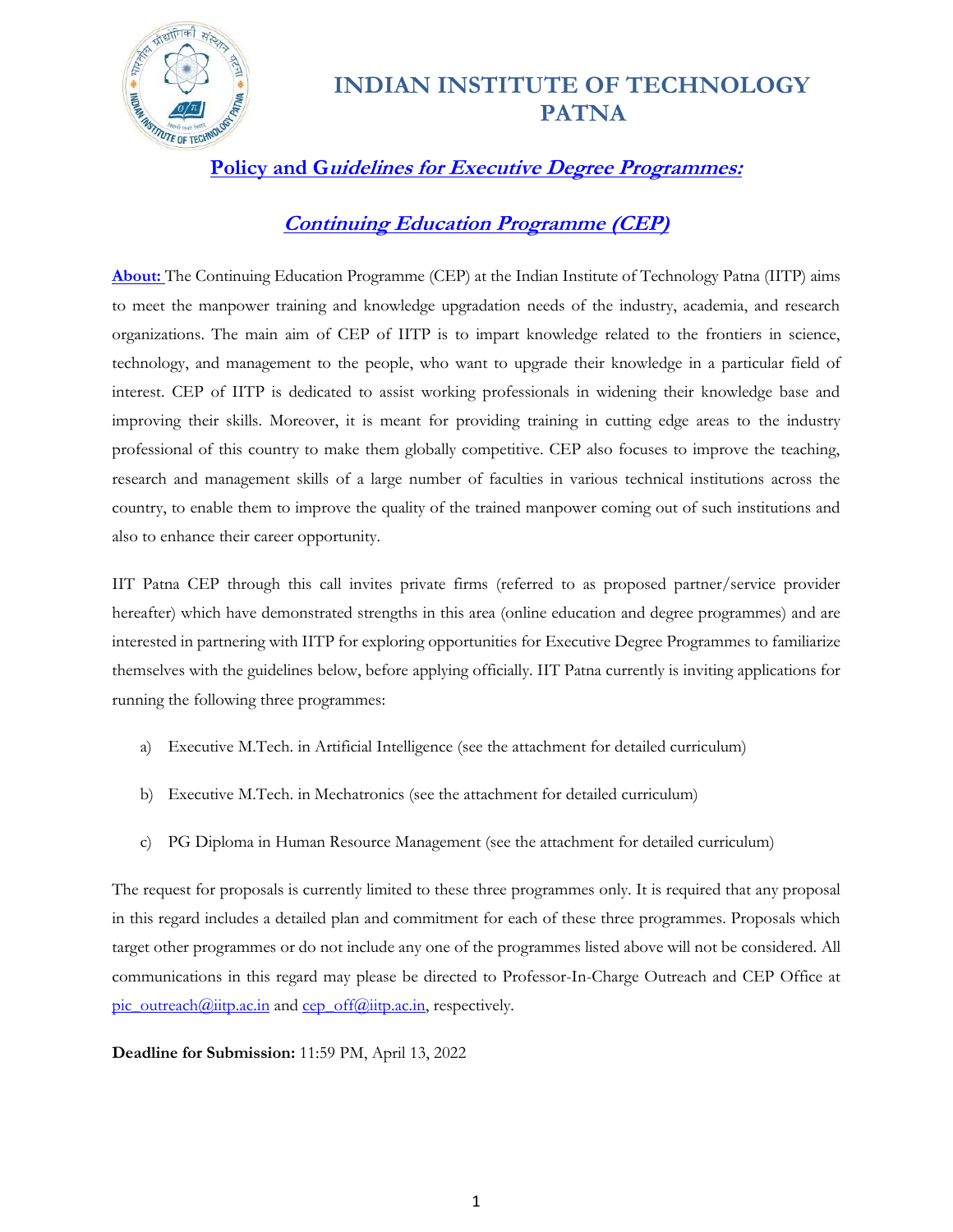# INDIAN INSTITUTE OF TECHNOLOGY PATNA

## Policy and Guidelines for Executive Degree Programmes:

## Continuing Education Programme (CEP)

**About:** The Continuing Education Programme (CEP) at the Indian Institute of Technology Patna (IITP) aims to meet the manpower training and knowledge upgradation needs of the industry, academia, and research organizations. The main aim of CEP of IITP is to impart knowledge related to the frontiers in science, technology, and management to the people, who want to upgrade their knowledge in a particular field of interest. CEP of IITP is dedicated to assist working professionals in widening their knowledge base and improving their skills. Moreover, it is meant for providing training in cutting edge areas to the industry professional of this country to make them globally competitive. CEP also focuses to improve the teaching, research and management skills of a large number of faculties in various technical institutions across the country, to enable them to improve the quality of the trained manpower coming out of such institutions and also to enhance their career opportunity.

IIT Patna CEP through this call invites private firms (referred to as proposed partner/service provider hereafter) which have demonstrated strengths in this area (online education and degree programmes) and are interested in partnering with IITP for exploring opportunities for Executive Degree Programmes to familiarize themselves with the guidelines below, before applying officially. IIT Patna currently is inviting applications for running the following three programmes:

a) Executive M.Tech. in Artificial Intelligence (see the attachment for detailed curriculum)

b) Executive M.Tech. in Mechatronics (see the attachment for detailed curriculum)

c) PG Diploma in Human Resource Management (see the attachment for detailed curriculum)

The request for proposals is currently limited to these three programmes only. It is required that any proposal in this regard includes a detailed plan and commitment for each of these three programmes. Proposals which target other programmes or do not include any one of the programmes listed above will not be considered. All communications in this regard may please be directed to Professor-In-Charge Outreach and CEP Office at pic_outreach@iitp.ac.in and cep_off@iitp.ac.in, respectively.

**Deadline for Submission:** 11:59 PM, April 13, 2022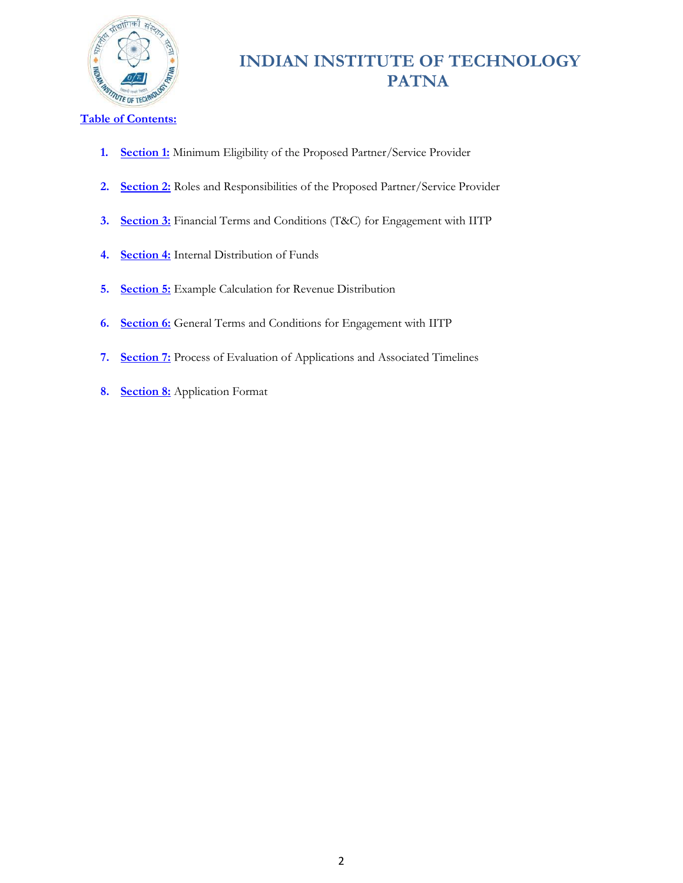# INDIAN INSTITUTE OF TECHNOLOGY PATNA

**Table of Contents:**

1. **Section 1:** Minimum Eligibility of the Proposed Partner/Service Provider
2. **Section 2:** Roles and Responsibilities of the Proposed Partner/Service Provider
3. **Section 3:** Financial Terms and Conditions (T&C) for Engagement with IITP
4. **Section 4:** Internal Distribution of Funds
5. **Section 5:** Example Calculation for Revenue Distribution
6. **Section 6:** General Terms and Conditions for Engagement with IITP
7. **Section 7:** Process of Evaluation of Applications and Associated Timelines
8. **Section 8:** Application Format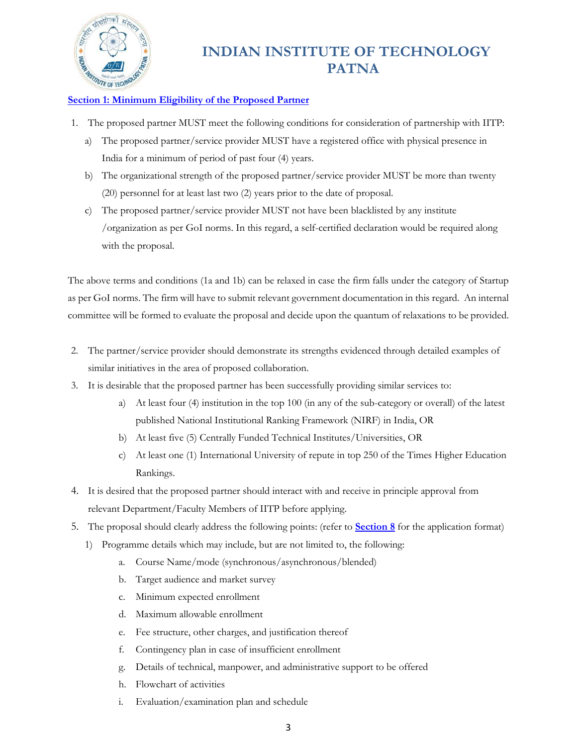**Section 1: Minimum Eligibility of the Proposed Partner**

1. The proposed partner MUST meet the following conditions for consideration of partnership with IITP:
   a) The proposed partner/service provider MUST have a registered office with physical presence in India for a minimum of period of past four (4) years.
   b) The organizational strength of the proposed partner/service provider MUST be more than twenty (20) personnel for at least last two (2) years prior to the date of proposal.
   c) The proposed partner/service provider MUST not have been blacklisted by any institute /organization as per GoI norms. In this regard, a self-certified declaration would be required along with the proposal.

The above terms and conditions (1a and 1b) can be relaxed in case the firm falls under the category of Startup as per GoI norms. The firm will have to submit relevant government documentation in this regard. An internal committee will be formed to evaluate the proposal and decide upon the quantum of relaxations to be provided.

2. The partner/service provider should demonstrate its strengths evidenced through detailed examples of similar initiatives in the area of proposed collaboration.
3. It is desirable that the proposed partner has been successfully providing similar services to:
   a) At least four (4) institution in the top 100 (in any of the sub-category or overall) of the latest published National Institutional Ranking Framework (NIRF) in India, OR
   b) At least five (5) Centrally Funded Technical Institutes/Universities, OR
   c) At least one (1) International University of repute in top 250 of the Times Higher Education Rankings.
4. It is desired that the proposed partner should interact with and receive in principle approval from relevant Department/Faculty Members of IITP before applying.
5. The proposal should clearly address the following points: (refer to **Section 8** for the application format)
   1) Programme details which may include, but are not limited to, the following:
      a. Course Name/mode (synchronous/asynchronous/blended)
      b. Target audience and market survey
      c. Minimum expected enrollment
      d. Maximum allowable enrollment
      e. Fee structure, other charges, and justification thereof
      f. Contingency plan in case of insufficient enrollment
      g. Details of technical, manpower, and administrative support to be offered
      h. Flowchart of activities
      i. Evaluation/examination plan and schedule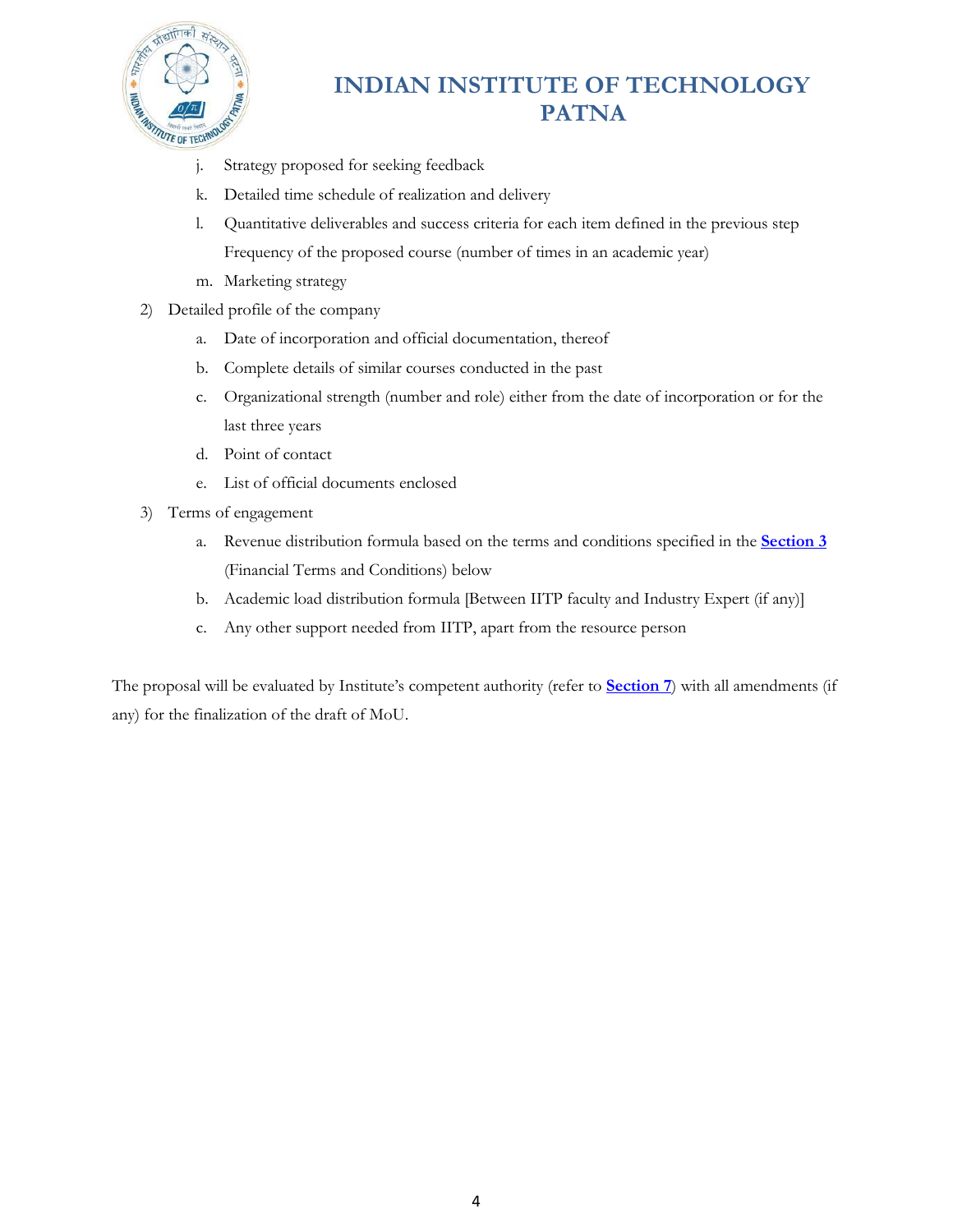j. Strategy proposed for seeking feedback

   k. Detailed time schedule of realization and delivery

   l. Quantitative deliverables and success criteria for each item defined in the previous step
      Frequency of the proposed course (number of times in an academic year)

   m. Marketing strategy

2) Detailed profile of the company

   a. Date of incorporation and official documentation, thereof

   b. Complete details of similar courses conducted in the past

   c. Organizational strength (number and role) either from the date of incorporation or for the last three years

   d. Point of contact

   e. List of official documents enclosed

3) Terms of engagement

   a. Revenue distribution formula based on the terms and conditions specified in the **Section 3** (Financial Terms and Conditions) below

   b. Academic load distribution formula [Between IITP faculty and Industry Expert (if any)]

   c. Any other support needed from IITP, apart from the resource person

The proposal will be evaluated by Institute's competent authority (refer to **Section 7**) with all amendments (if any) for the finalization of the draft of MoU.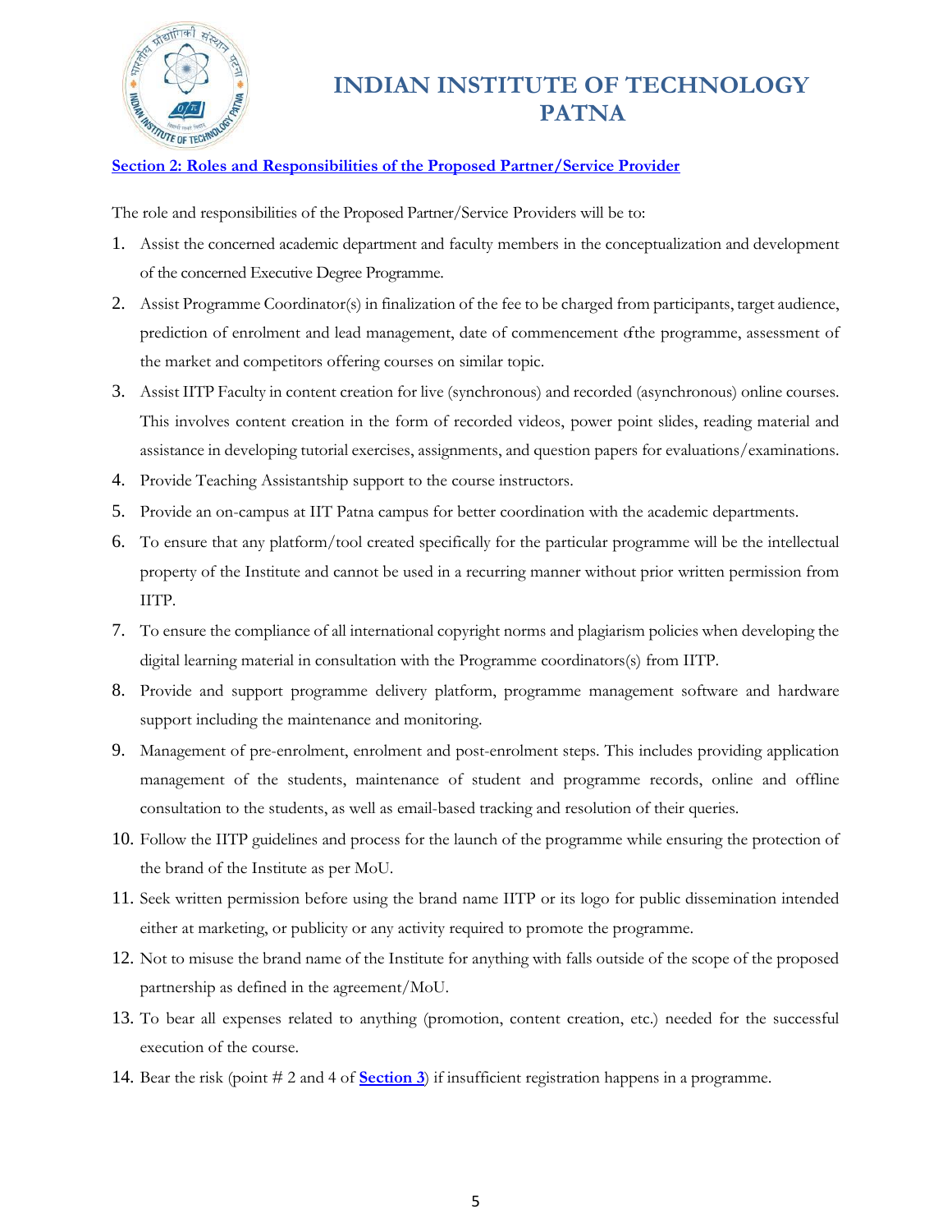## Section 2: Roles and Responsibilities of the Proposed Partner/Service Provider

The role and responsibilities of the Proposed Partner/Service Providers will be to:

1. Assist the concerned academic department and faculty members in the conceptualization and development of the concerned Executive Degree Programme.
2. Assist Programme Coordinator(s) in finalization of the fee to be charged from participants, target audience, prediction of enrolment and lead management, date of commencement of the programme, assessment of the market and competitors offering courses on similar topic.
3. Assist IITP Faculty in content creation for live (synchronous) and recorded (asynchronous) online courses. This involves content creation in the form of recorded videos, power point slides, reading material and assistance in developing tutorial exercises, assignments, and question papers for evaluations/examinations.
4. Provide Teaching Assistantship support to the course instructors.
5. Provide an on-campus at IIT Patna campus for better coordination with the academic departments.
6. To ensure that any platform/tool created specifically for the particular programme will be the intellectual property of the Institute and cannot be used in a recurring manner without prior written permission from IITP.
7. To ensure the compliance of all international copyright norms and plagiarism policies when developing the digital learning material in consultation with the Programme coordinators(s) from IITP.
8. Provide and support programme delivery platform, programme management software and hardware support including the maintenance and monitoring.
9. Management of pre-enrolment, enrolment and post-enrolment steps. This includes providing application management of the students, maintenance of student and programme records, online and offline consultation to the students, as well as email-based tracking and resolution of their queries.
10. Follow the IITP guidelines and process for the launch of the programme while ensuring the protection of the brand of the Institute as per MoU.
11. Seek written permission before using the brand name IITP or its logo for public dissemination intended either at marketing, or publicity or any activity required to promote the programme.
12. Not to misuse the brand name of the Institute for anything with falls outside of the scope of the proposed partnership as defined in the agreement/MoU.
13. To bear all expenses related to anything (promotion, content creation, etc.) needed for the successful execution of the course.
14. Bear the risk (point # 2 and 4 of **Section 3**) if insufficient registration happens in a programme.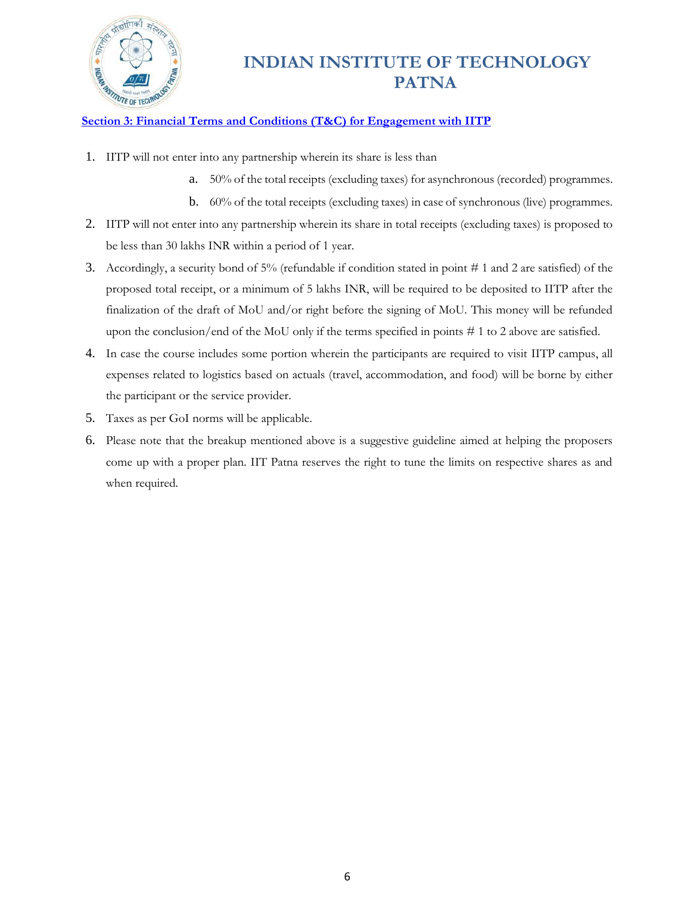**Section 3: Financial Terms and Conditions (T&C) for Engagement with IITP**

1. IITP will not enter into any partnership wherein its share is less than
   a. 50% of the total receipts (excluding taxes) for asynchronous (recorded) programmes.
   b. 60% of the total receipts (excluding taxes) in case of synchronous (live) programmes.
2. IITP will not enter into any partnership wherein its share in total receipts (excluding taxes) is proposed to be less than 30 lakhs INR within a period of 1 year.
3. Accordingly, a security bond of 5% (refundable if condition stated in point # 1 and 2 are satisfied) of the proposed total receipt, or a minimum of 5 lakhs INR, will be required to be deposited to IITP after the finalization of the draft of MoU and/or right before the signing of MoU. This money will be refunded upon the conclusion/end of the MoU only if the terms specified in points # 1 to 2 above are satisfied.
4. In case the course includes some portion wherein the participants are required to visit IITP campus, all expenses related to logistics based on actuals (travel, accommodation, and food) will be borne by either the participant or the service provider.
5. Taxes as per GoI norms will be applicable.
6. Please note that the breakup mentioned above is a suggestive guideline aimed at helping the proposers come up with a proper plan. IIT Patna reserves the right to tune the limits on respective shares as and when required.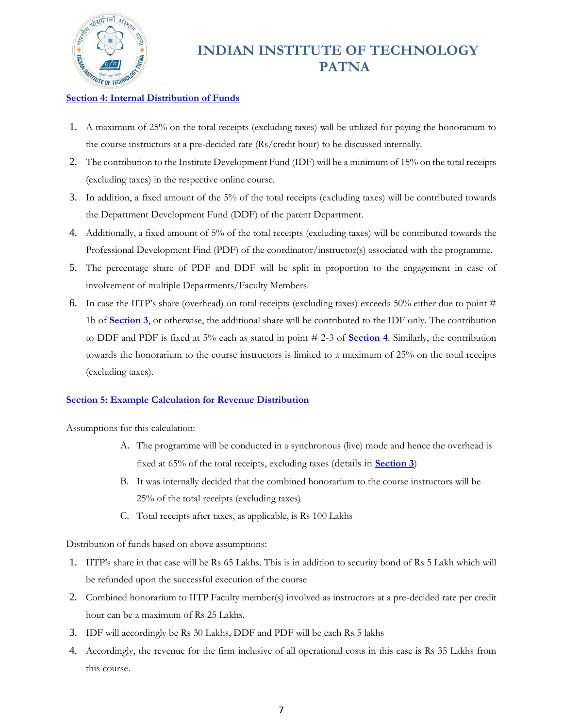### Section 4: Internal Distribution of Funds

1. A maximum of 25% on the total receipts (excluding taxes) will be utilized for paying the honorarium to the course instructors at a pre-decided rate (Rs/credit hour) to be discussed internally.
2. The contribution to the Institute Development Fund (IDF) will be a minimum of 15% on the total receipts (excluding taxes) in the respective online course.
3. In addition, a fixed amount of the 5% of the total receipts (excluding taxes) will be contributed towards the Department Development Fund (DDF) of the parent Department.
4. Additionally, a fixed amount of 5% of the total receipts (excluding taxes) will be contributed towards the Professional Development Find (PDF) of the coordinator/instructor(s) associated with the programme.
5. The percentage share of PDF and DDF will be split in proportion to the engagement in case of involvement of multiple Departments/Faculty Members.
6. In case the IITP's share (overhead) on total receipts (excluding taxes) exceeds 50% either due to point # 1b of **Section 3**, or otherwise, the additional share will be contributed to the IDF only. The contribution to DDF and PDF is fixed at 5% each as stated in point # 2-3 of **Section 4**. Similarly, the contribution towards the honorarium to the course instructors is limited to a maximum of 25% on the total receipts (excluding taxes).

### Section 5: Example Calculation for Revenue Distribution

Assumptions for this calculation:

A. The programme will be conducted in a synchronous (live) mode and hence the overhead is fixed at 65% of the total receipts, excluding taxes (details in **Section 3**)

B. It was internally decided that the combined honorarium to the course instructors will be 25% of the total receipts (excluding taxes)

C. Total receipts after taxes, as applicable, is Rs 100 Lakhs

Distribution of funds based on above assumptions:

1. IITP's share in that case will be Rs 65 Lakhs. This is in addition to security bond of Rs 5 Lakh which will be refunded upon the successful execution of the course
2. Combined honorarium to IITP Faculty member(s) involved as instructors at a pre-decided rate per credit hour can be a maximum of Rs 25 Lakhs.
3. IDF will accordingly be Rs 30 Lakhs, DDF and PDF will be each Rs 5 lakhs
4. Accordingly, the revenue for the firm inclusive of all operational costs in this case is Rs 35 Lakhs from this course.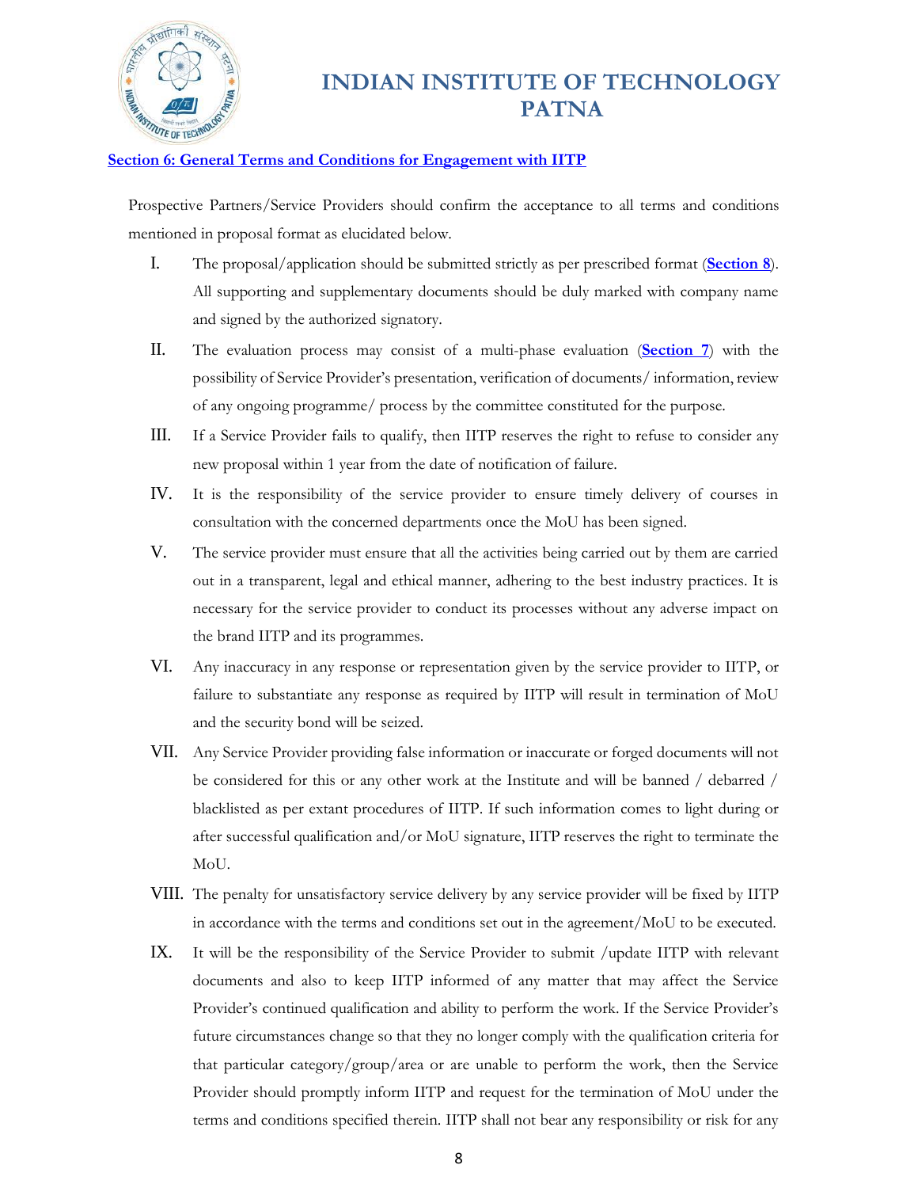## Section 6: General Terms and Conditions for Engagement with IITP

Prospective Partners/Service Providers should confirm the acceptance to all terms and conditions mentioned in proposal format as elucidated below.

I. The proposal/application should be submitted strictly as per prescribed format (**Section 8**). All supporting and supplementary documents should be duly marked with company name and signed by the authorized signatory.

II. The evaluation process may consist of a multi-phase evaluation (**Section 7**) with the possibility of Service Provider's presentation, verification of documents/ information, review of any ongoing programme/ process by the committee constituted for the purpose.

III. If a Service Provider fails to qualify, then IITP reserves the right to refuse to consider any new proposal within 1 year from the date of notification of failure.

IV. It is the responsibility of the service provider to ensure timely delivery of courses in consultation with the concerned departments once the MoU has been signed.

V. The service provider must ensure that all the activities being carried out by them are carried out in a transparent, legal and ethical manner, adhering to the best industry practices. It is necessary for the service provider to conduct its processes without any adverse impact on the brand IITP and its programmes.

VI. Any inaccuracy in any response or representation given by the service provider to IITP, or failure to substantiate any response as required by IITP will result in termination of MoU and the security bond will be seized.

VII. Any Service Provider providing false information or inaccurate or forged documents will not be considered for this or any other work at the Institute and will be banned / debarred / blacklisted as per extant procedures of IITP. If such information comes to light during or after successful qualification and/or MoU signature, IITP reserves the right to terminate the MoU.

VIII. The penalty for unsatisfactory service delivery by any service provider will be fixed by IITP in accordance with the terms and conditions set out in the agreement/MoU to be executed.

IX. It will be the responsibility of the Service Provider to submit /update IITP with relevant documents and also to keep IITP informed of any matter that may affect the Service Provider's continued qualification and ability to perform the work. If the Service Provider's future circumstances change so that they no longer comply with the qualification criteria for that particular category/group/area or are unable to perform the work, then the Service Provider should promptly inform IITP and request for the termination of MoU under the terms and conditions specified therein. IITP shall not bear any responsibility or risk for any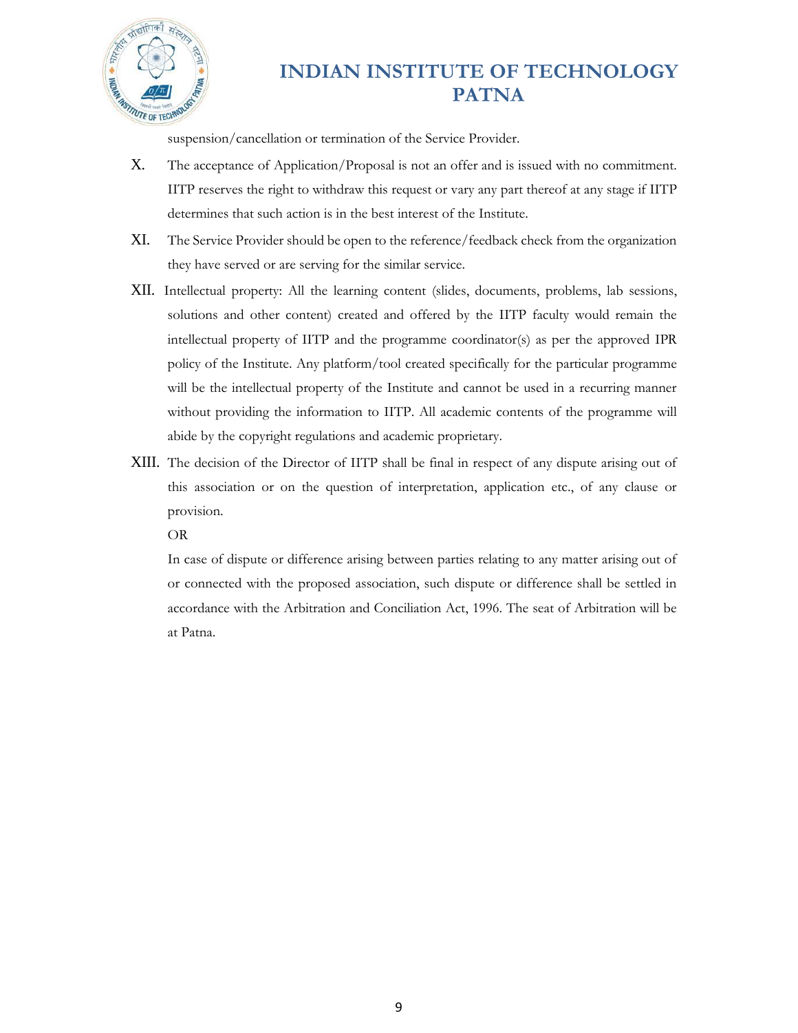suspension/cancellation or termination of the Service Provider.

X. The acceptance of Application/Proposal is not an offer and is issued with no commitment. IITP reserves the right to withdraw this request or vary any part thereof at any stage if IITP determines that such action is in the best interest of the Institute.

XI. The Service Provider should be open to the reference/feedback check from the organization they have served or are serving for the similar service.

XII. Intellectual property: All the learning content (slides, documents, problems, lab sessions, solutions and other content) created and offered by the IITP faculty would remain the intellectual property of IITP and the programme coordinator(s) as per the approved IPR policy of the Institute. Any platform/tool created specifically for the particular programme will be the intellectual property of the Institute and cannot be used in a recurring manner without providing the information to IITP. All academic contents of the programme will abide by the copyright regulations and academic proprietary.

XIII. The decision of the Director of IITP shall be final in respect of any dispute arising out of this association or on the question of interpretation, application etc., of any clause or provision.

OR

In case of dispute or difference arising between parties relating to any matter arising out of or connected with the proposed association, such dispute or difference shall be settled in accordance with the Arbitration and Conciliation Act, 1996. The seat of Arbitration will be at Patna.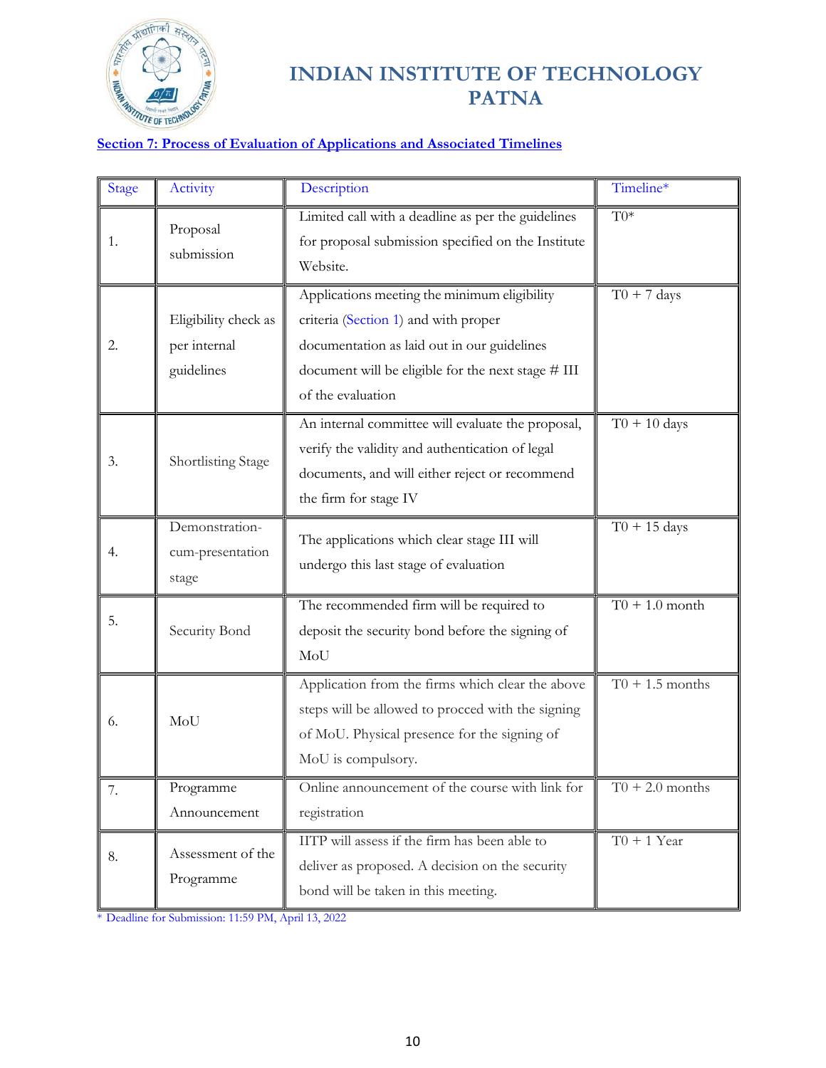# INDIAN INSTITUTE OF TECHNOLOGY PATNA

## Section 7: Process of Evaluation of Applications and Associated Timelines

| Stage | Activity | Description | Timeline* |
|---|---|---|---|
| 1. | Proposal submission | Limited call with a deadline as per the guidelines for proposal submission specified on the Institute Website. | T0* |
| 2. | Eligibility check as per internal guidelines | Applications meeting the minimum eligibility criteria (Section 1) and with proper documentation as laid out in our guidelines document will be eligible for the next stage # III of the evaluation | T0 + 7 days |
| 3. | Shortlisting Stage | An internal committee will evaluate the proposal, verify the validity and authentication of legal documents, and will either reject or recommend the firm for stage IV | T0 + 10 days |
| 4. | Demonstration-cum-presentation stage | The applications which clear stage III will undergo this last stage of evaluation | T0 + 15 days |
| 5. | Security Bond | The recommended firm will be required to deposit the security bond before the signing of MoU | T0 + 1.0 month |
| 6. | MoU | Application from the firms which clear the above steps will be allowed to procced with the signing of MoU. Physical presence for the signing of MoU is compulsory. | T0 + 1.5 months |
| 7. | Programme Announcement | Online announcement of the course with link for registration | T0 + 2.0 months |
| 8. | Assessment of the Programme | IITP will assess if the firm has been able to deliver as proposed. A decision on the security bond will be taken in this meeting. | T0 + 1 Year |

* Deadline for Submission: 11:59 PM, April 13, 2022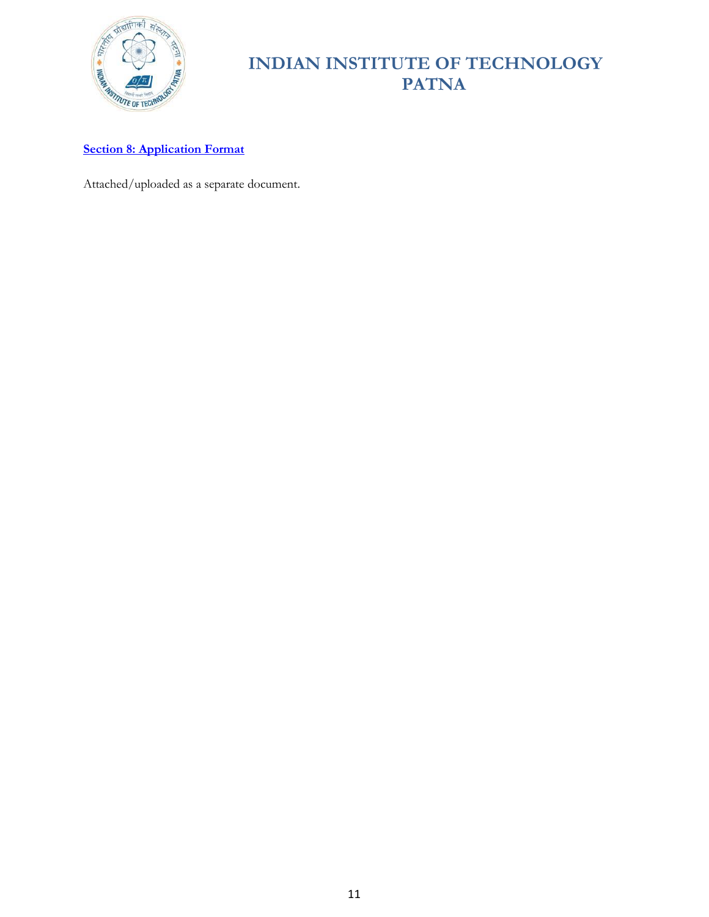# INDIAN INSTITUTE OF TECHNOLOGY PATNA

**Section 8: Application Format**

Attached/uploaded as a separate document.